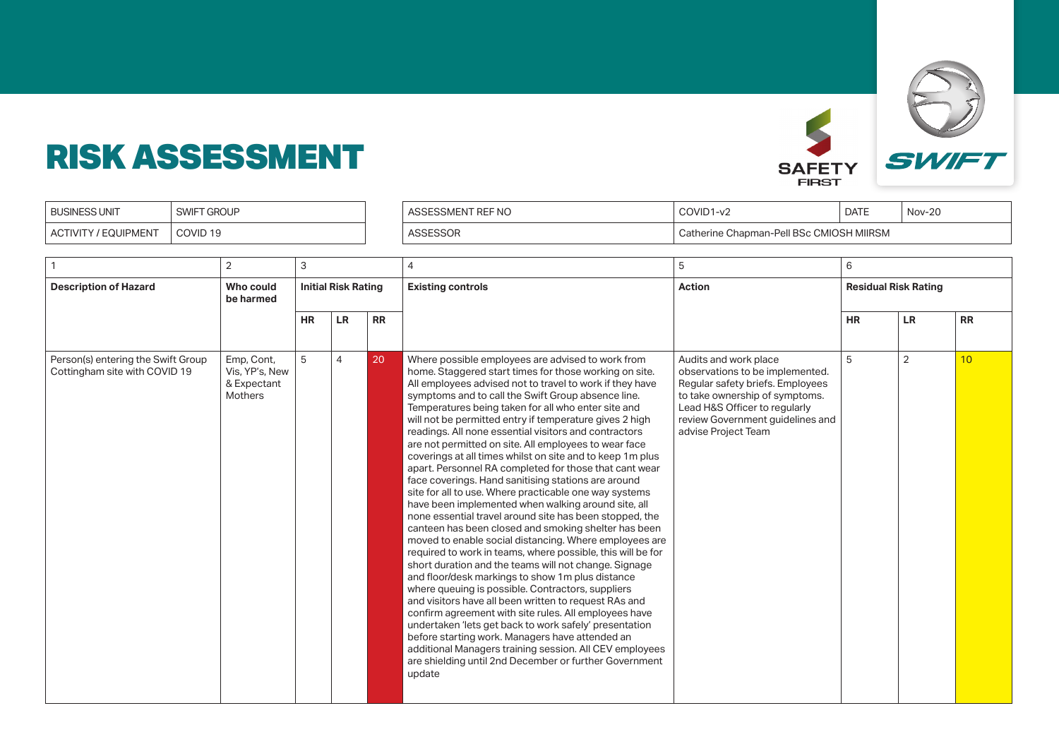# RISK ASSESSMENT

SAFETY FIRST

SWIFT

| BUSINESS UNIT | SWIFT GROUP | ASSESSMENT REF NO | COVID1-v2 | DATE | Nov-20 |
|---|---|---|---|---|---|
| ACTIVITY / EQUIPMENT | COVID 19 | ASSESSOR | Catherine Chapman-Pell BSc CMIOSH MIIRSM | | |

| 1 | 2 | 3 | | | 4 | 5 | 6 | | |
|---|---|---|---|---|---|---|---|---|---|
| **Description of Hazard** | **Who could be harmed** | **Initial Risk Rating** | | | **Existing controls** | **Action** | **Residual Risk Rating** | | |
| | | **HR** | **LR** | **RR** | | | **HR** | **LR** | **RR** |
| Person(s) entering the Swift Group Cottingham site with COVID 19 | Emp, Cont, Vis, YP's, New & Expectant Mothers | 5 | 4 | 20 | Where possible employees are advised to work from home. Staggered start times for those working on site. All employees advised not to travel to work if they have symptoms and to call the Swift Group absence line. Temperatures being taken for all who enter site and will not be permitted entry if temperature gives 2 high readings. All none essential visitors and contractors are not permitted on site. All employees to wear face coverings at all times whilst on site and to keep 1m plus apart. Personnel RA completed for those that cant wear face coverings. Hand sanitising stations are around site for all to use. Where practicable one way systems have been implemented when walking around site, all none essential travel around site has been stopped, the canteen has been closed and smoking shelter has been moved to enable social distancing. Where employees are required to work in teams, where possible, this will be for short duration and the teams will not change. Signage and floor/desk markings to show 1m plus distance where queuing is possible. Contractors, suppliers and visitors have all been written to request RAs and confirm agreement with site rules. All employees have undertaken 'lets get back to work safely' presentation before starting work. Managers have attended an additional Managers training session. All CEV employees are shielding until 2nd December or further Government update | Audits and work place observations to be implemented. Regular safety briefs. Employees to take ownership of symptoms. Lead H&S Officer to regularly review Government guidelines and advise Project Team | 5 | 2 | 10 |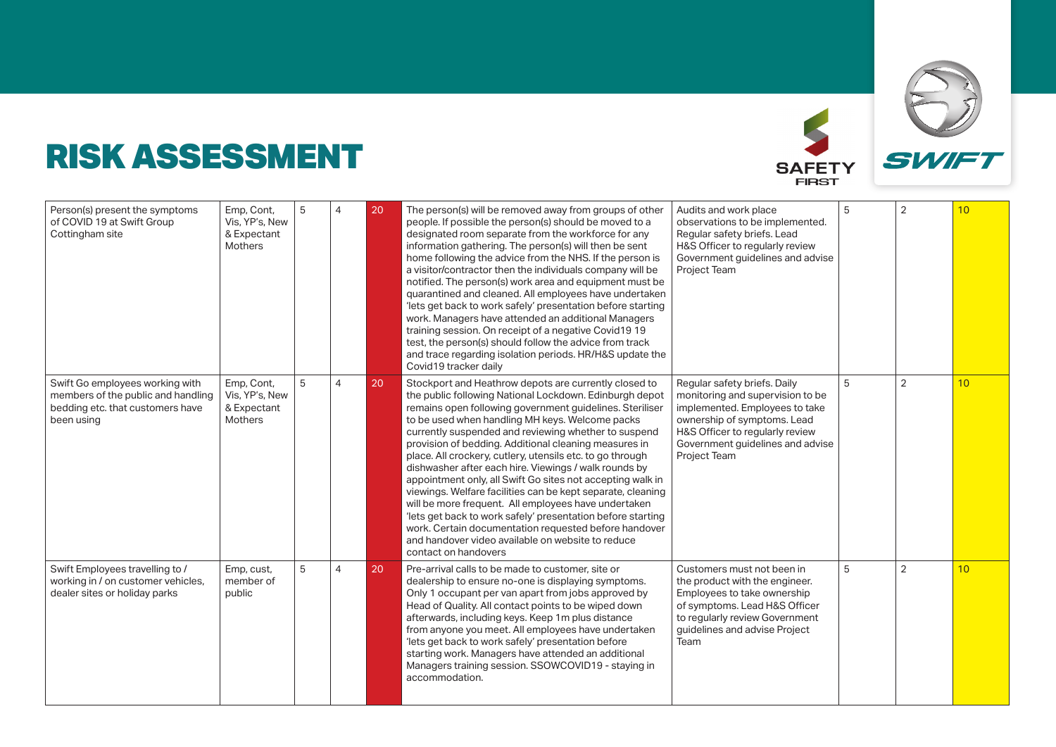# RISK ASSESSMENT

| | | | | | | | | | |
|---|---|---|---|---|---|---|---|---|---|
| Person(s) present the symptoms of COVID 19 at Swift Group Cottingham site | Emp, Cont, Vis, YP's, New & Expectant Mothers | 5 | 4 | 20 | The person(s) will be removed away from groups of other people. If possible the person(s) should be moved to a designated room separate from the workforce for any information gathering. The person(s) will then be sent home following the advice from the NHS. If the person is a visitor/contractor then the individuals company will be notified. The person(s) work area and equipment must be quarantined and cleaned. All employees have undertaken 'lets get back to work safely' presentation before starting work. Managers have attended an additional Managers training session. On receipt of a negative Covid19 19 test, the person(s) should follow the advice from track and trace regarding isolation periods. HR/H&S update the Covid19 tracker daily | Audits and work place observations to be implemented. Regular safety briefs. Lead H&S Officer to regularly review Government guidelines and advise Project Team | 5 | 2 | 10 |
| Swift Go employees working with members of the public and handling bedding etc. that customers have been using | Emp, Cont, Vis, YP's, New & Expectant Mothers | 5 | 4 | 20 | Stockport and Heathrow depots are currently closed to the public following National Lockdown. Edinburgh depot remains open following government guidelines. Steriliser to be used when handling MH keys. Welcome packs currently suspended and reviewing whether to suspend provision of bedding. Additional cleaning measures in place. All crockery, cutlery, utensils etc. to go through dishwasher after each hire. Viewings / walk rounds by appointment only, all Swift Go sites not accepting walk in viewings. Welfare facilities can be kept separate, cleaning will be more frequent. All employees have undertaken 'lets get back to work safely' presentation before starting work. Certain documentation requested before handover and handover video available on website to reduce contact on handovers | Regular safety briefs. Daily monitoring and supervision to be implemented. Employees to take ownership of symptoms. Lead H&S Officer to regularly review Government guidelines and advise Project Team | 5 | 2 | 10 |
| Swift Employees travelling to / working in / on customer vehicles, dealer sites or holiday parks | Emp, cust, member of public | 5 | 4 | 20 | Pre-arrival calls to be made to customer, site or dealership to ensure no-one is displaying symptoms. Only 1 occupant per van apart from jobs approved by Head of Quality. All contact points to be wiped down afterwards, including keys. Keep 1m plus distance from anyone you meet. All employees have undertaken 'lets get back to work safely' presentation before starting work. Managers have attended an additional Managers training session. SSOWCOVID19 - staying in accommodation. | Customers must not been in the product with the engineer. Employees to take ownership of symptoms. Lead H&S Officer to regularly review Government guidelines and advise Project Team | 5 | 2 | 10 |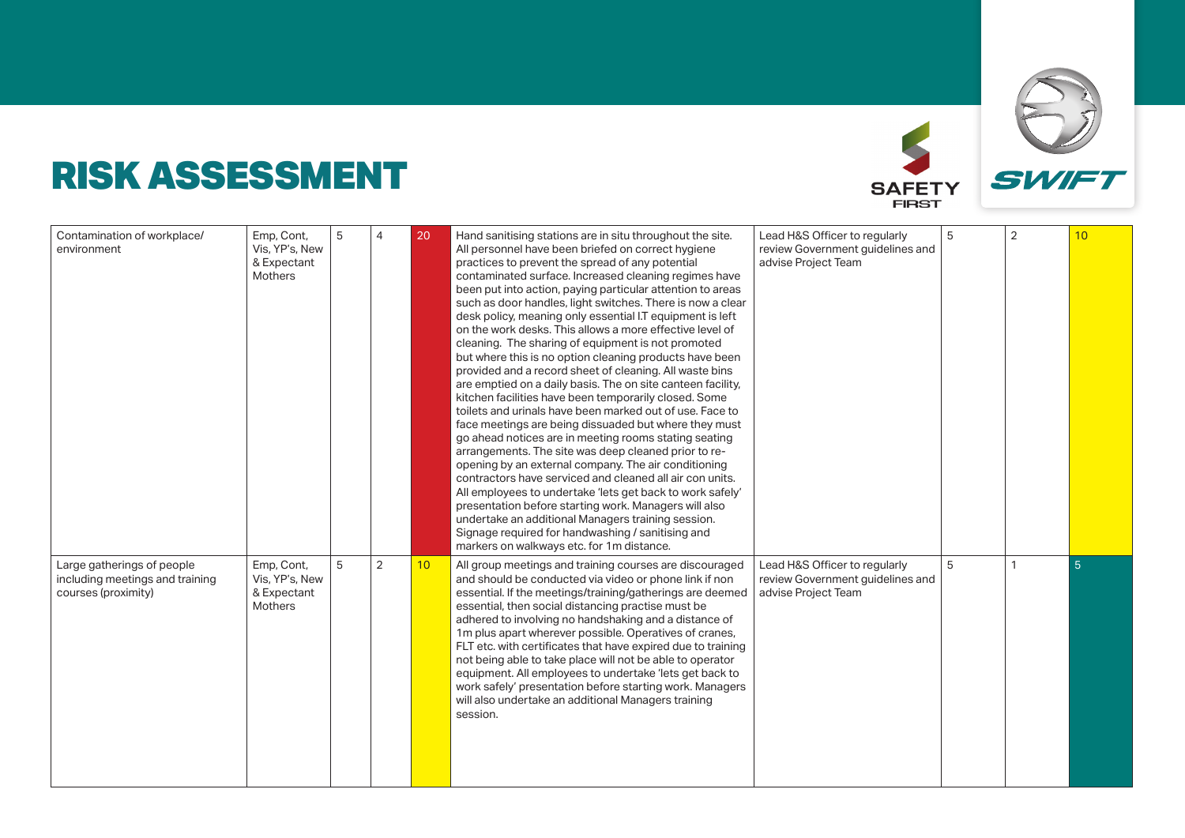# RISK ASSESSMENT

| | | | | | | | | | |
|---|---|---|---|---|---|---|---|---|---|
| Contamination of workplace/ environment | Emp, Cont, Vis, YP's, New & Expectant Mothers | 5 | 4 | 20 | Hand sanitising stations are in situ throughout the site. All personnel have been briefed on correct hygiene practices to prevent the spread of any potential contaminated surface. Increased cleaning regimes have been put into action, paying particular attention to areas such as door handles, light switches. There is now a clear desk policy, meaning only essential I.T equipment is left on the work desks. This allows a more effective level of cleaning. The sharing of equipment is not promoted but where this is no option cleaning products have been provided and a record sheet of cleaning. All waste bins are emptied on a daily basis. The on site canteen facility, kitchen facilities have been temporarily closed. Some toilets and urinals have been marked out of use. Face to face meetings are being dissuaded but where they must go ahead notices are in meeting rooms stating seating arrangements. The site was deep cleaned prior to re-opening by an external company. The air conditioning contractors have serviced and cleaned all air con units. All employees to undertake 'lets get back to work safely' presentation before starting work. Managers will also undertake an additional Managers training session. Signage required for handwashing / sanitising and markers on walkways etc. for 1m distance. | Lead H&S Officer to regularly review Government guidelines and advise Project Team | 5 | 2 | 10 |
| Large gatherings of people including meetings and training courses (proximity) | Emp, Cont, Vis, YP's, New & Expectant Mothers | 5 | 2 | 10 | All group meetings and training courses are discouraged and should be conducted via video or phone link if non essential. If the meetings/training/gatherings are deemed essential, then social distancing practise must be adhered to involving no handshaking and a distance of 1m plus apart wherever possible. Operatives of cranes, FLT etc. with certificates that have expired due to training not being able to take place will not be able to operator equipment. All employees to undertake 'lets get back to work safely' presentation before starting work. Managers will also undertake an additional Managers training session. | Lead H&S Officer to regularly review Government guidelines and advise Project Team | 5 | 1 | 5 |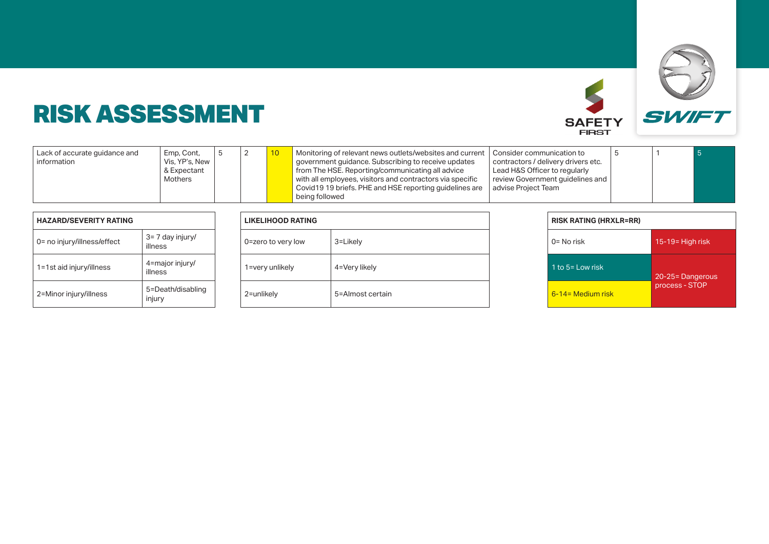# RISK ASSESSMENT

SAFETY FIRST

SWIFT

| | | | | | | | | | |
|---|---|---|---|---|---|---|---|---|---|
| Lack of accurate guidance and information | Emp, Cont, Vis, YP's, New & Expectant Mothers | 5 | 2 | 10 | Monitoring of relevant news outlets/websites and current government guidance. Subscribing to receive updates from The HSE. Reporting/communicating all advice with all employees, visitors and contractors via specific Covid19 19 briefs. PHE and HSE reporting guidelines are being followed | Consider communication to contractors / delivery drivers etc. Lead H&S Officer to regularly review Government guidelines and advise Project Team | 5 | 1 | 5 |

| HAZARD/SEVERITY RATING | |
|---|---|
| 0= no injury/illness/effect | 3= 7 day injury/ illness |
| 1=1st aid injury/illness | 4=major injury/ illness |
| 2=Minor injury/illness | 5=Death/disabling injury |

| LIKELIHOOD RATING | |
|---|---|
| 0=zero to very low | 3=Likely |
| 1=very unlikely | 4=Very likely |
| 2=unlikely | 5=Almost certain |

| RISK RATING (HRXLR=RR) | |
|---|---|
| 0= No risk | 15-19= High risk |
| 1 to 5= Low risk | 20-25= Dangerous process - STOP |
| 6-14= Medium risk | |